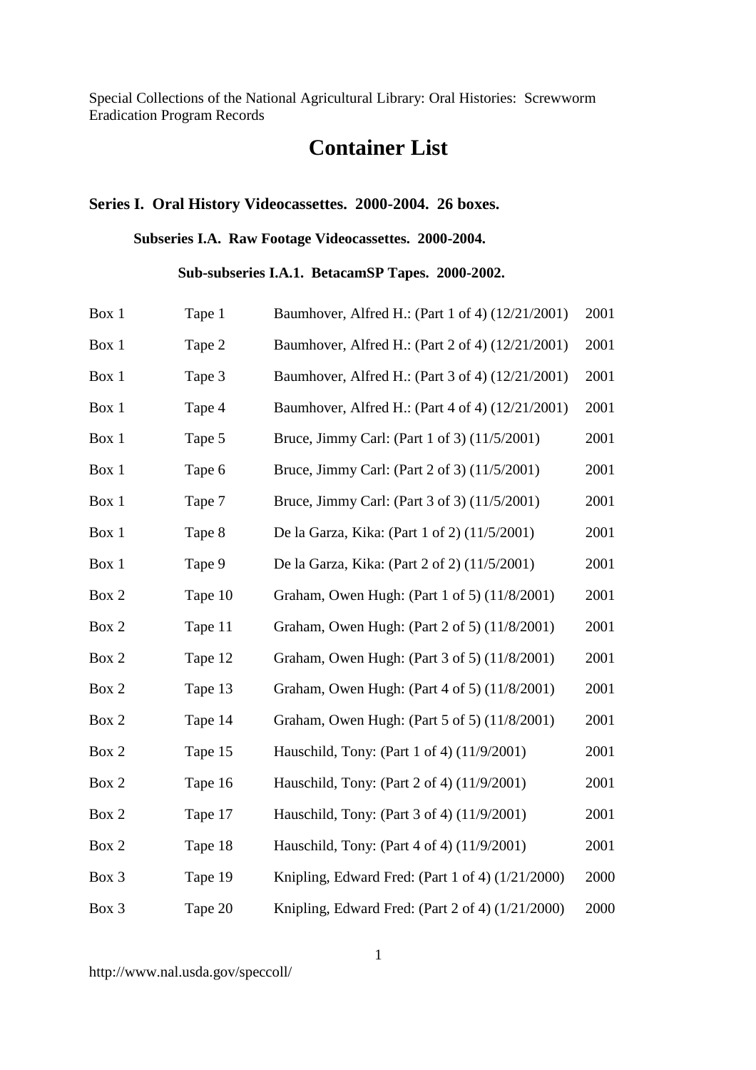Special Collections of the National Agricultural Library: Oral Histories: Screwworm Eradication Program Records

# Container List

## Series I. Oral History Videocassettes. 2000-2004. 26 boxes.

### Subseries I.A. Raw Footage Videocassettes. 2000-2004.

#### Sub-subseries I.A.1. BetacamSP Tapes. 2000-2002.

| | | | |
|---|---|---|---|
| Box 1 | Tape 1 | Baumhover, Alfred H.: (Part 1 of 4) (12/21/2001) | 2001 |
| Box 1 | Tape 2 | Baumhover, Alfred H.: (Part 2 of 4) (12/21/2001) | 2001 |
| Box 1 | Tape 3 | Baumhover, Alfred H.: (Part 3 of 4) (12/21/2001) | 2001 |
| Box 1 | Tape 4 | Baumhover, Alfred H.: (Part 4 of 4) (12/21/2001) | 2001 |
| Box 1 | Tape 5 | Bruce, Jimmy Carl: (Part 1 of 3) (11/5/2001) | 2001 |
| Box 1 | Tape 6 | Bruce, Jimmy Carl: (Part 2 of 3) (11/5/2001) | 2001 |
| Box 1 | Tape 7 | Bruce, Jimmy Carl: (Part 3 of 3) (11/5/2001) | 2001 |
| Box 1 | Tape 8 | De la Garza, Kika: (Part 1 of 2) (11/5/2001) | 2001 |
| Box 1 | Tape 9 | De la Garza, Kika: (Part 2 of 2) (11/5/2001) | 2001 |
| Box 2 | Tape 10 | Graham, Owen Hugh: (Part 1 of 5) (11/8/2001) | 2001 |
| Box 2 | Tape 11 | Graham, Owen Hugh: (Part 2 of 5) (11/8/2001) | 2001 |
| Box 2 | Tape 12 | Graham, Owen Hugh: (Part 3 of 5) (11/8/2001) | 2001 |
| Box 2 | Tape 13 | Graham, Owen Hugh: (Part 4 of 5) (11/8/2001) | 2001 |
| Box 2 | Tape 14 | Graham, Owen Hugh: (Part 5 of 5) (11/8/2001) | 2001 |
| Box 2 | Tape 15 | Hauschild, Tony: (Part 1 of 4) (11/9/2001) | 2001 |
| Box 2 | Tape 16 | Hauschild, Tony: (Part 2 of 4) (11/9/2001) | 2001 |
| Box 2 | Tape 17 | Hauschild, Tony: (Part 3 of 4) (11/9/2001) | 2001 |
| Box 2 | Tape 18 | Hauschild, Tony: (Part 4 of 4) (11/9/2001) | 2001 |
| Box 3 | Tape 19 | Knipling, Edward Fred: (Part 1 of 4) (1/21/2000) | 2000 |
| Box 3 | Tape 20 | Knipling, Edward Fred: (Part 2 of 4) (1/21/2000) | 2000 |

http://www.nal.usda.gov/speccoll/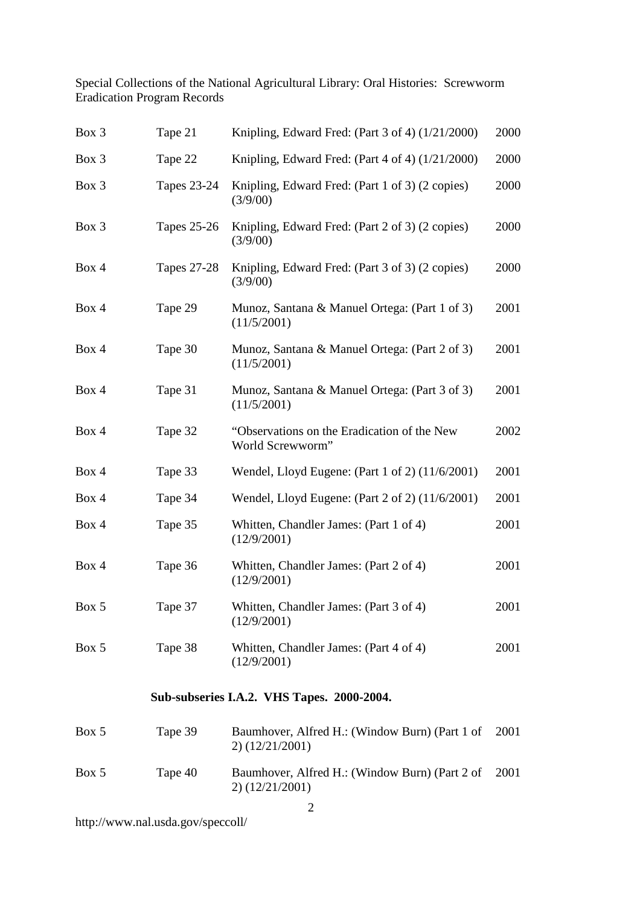| | | | |
|---|---|---|---|
| Box 3 | Tape 21 | Knipling, Edward Fred: (Part 3 of 4) (1/21/2000) | 2000 |
| Box 3 | Tape 22 | Knipling, Edward Fred: (Part 4 of 4) (1/21/2000) | 2000 |
| Box 3 | Tapes 23-24 | Knipling, Edward Fred: (Part 1 of 3) (2 copies) (3/9/00) | 2000 |
| Box 3 | Tapes 25-26 | Knipling, Edward Fred: (Part 2 of 3) (2 copies) (3/9/00) | 2000 |
| Box 4 | Tapes 27-28 | Knipling, Edward Fred: (Part 3 of 3) (2 copies) (3/9/00) | 2000 |
| Box 4 | Tape 29 | Munoz, Santana & Manuel Ortega: (Part 1 of 3) (11/5/2001) | 2001 |
| Box 4 | Tape 30 | Munoz, Santana & Manuel Ortega: (Part 2 of 3) (11/5/2001) | 2001 |
| Box 4 | Tape 31 | Munoz, Santana & Manuel Ortega: (Part 3 of 3) (11/5/2001) | 2001 |
| Box 4 | Tape 32 | "Observations on the Eradication of the New World Screwworm" | 2002 |
| Box 4 | Tape 33 | Wendel, Lloyd Eugene: (Part 1 of 2) (11/6/2001) | 2001 |
| Box 4 | Tape 34 | Wendel, Lloyd Eugene: (Part 2 of 2) (11/6/2001) | 2001 |
| Box 4 | Tape 35 | Whitten, Chandler James: (Part 1 of 4) (12/9/2001) | 2001 |
| Box 4 | Tape 36 | Whitten, Chandler James: (Part 2 of 4) (12/9/2001) | 2001 |
| Box 5 | Tape 37 | Whitten, Chandler James: (Part 3 of 4) (12/9/2001) | 2001 |
| Box 5 | Tape 38 | Whitten, Chandler James: (Part 4 of 4) (12/9/2001) | 2001 |

**Sub-subseries I.A.2. VHS Tapes. 2000-2004.**

| | | | |
|---|---|---|---|
| Box 5 | Tape 39 | Baumhover, Alfred H.: (Window Burn) (Part 1 of 2) (12/21/2001) | 2001 |
| Box 5 | Tape 40 | Baumhover, Alfred H.: (Window Burn) (Part 2 of 2) (12/21/2001) | 2001 |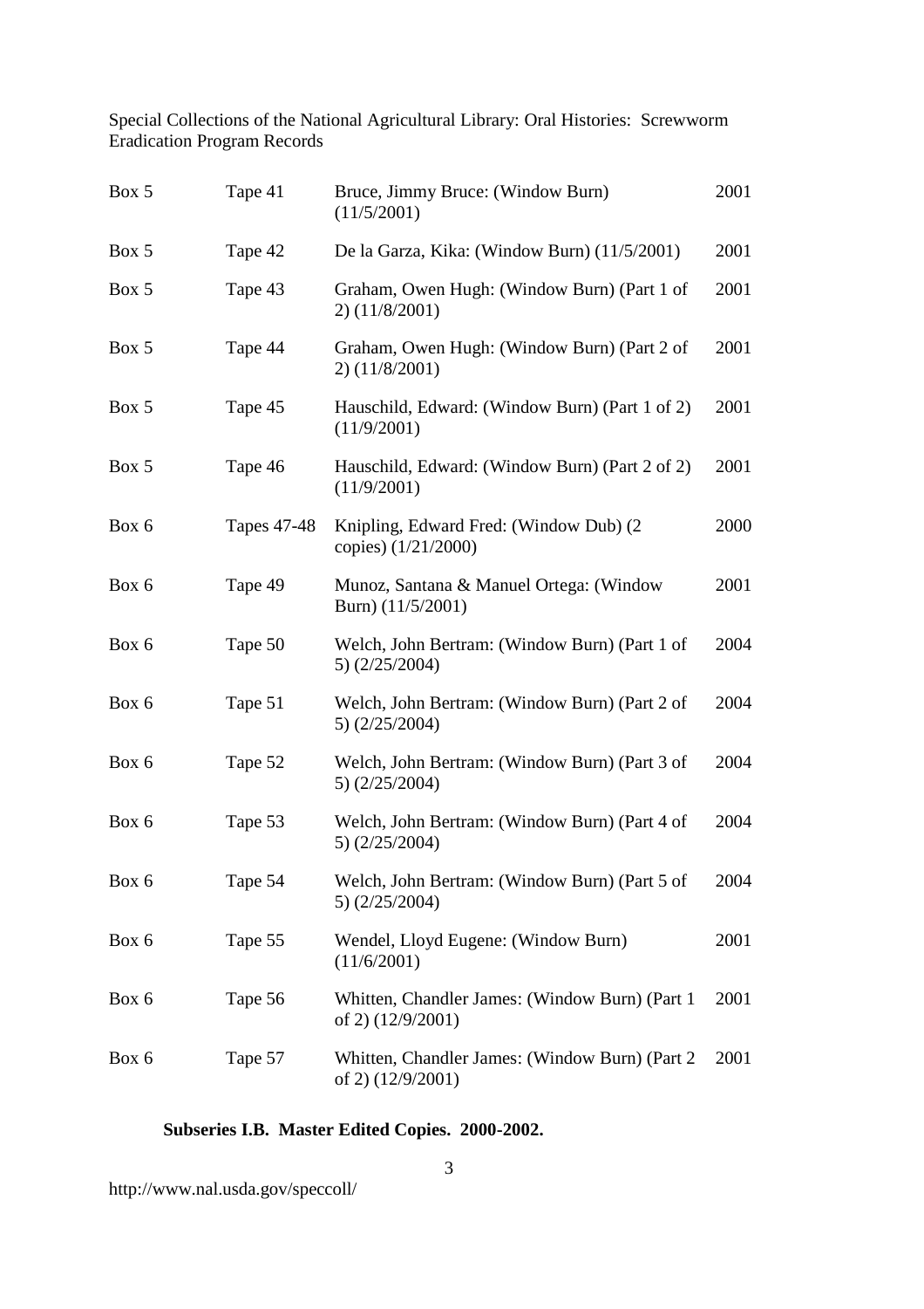| Box | Tape | Description | Year |
|---|---|---|---|
| Box 5 | Tape 41 | Bruce, Jimmy Bruce: (Window Burn) (11/5/2001) | 2001 |
| Box 5 | Tape 42 | De la Garza, Kika: (Window Burn) (11/5/2001) | 2001 |
| Box 5 | Tape 43 | Graham, Owen Hugh: (Window Burn) (Part 1 of 2) (11/8/2001) | 2001 |
| Box 5 | Tape 44 | Graham, Owen Hugh: (Window Burn) (Part 2 of 2) (11/8/2001) | 2001 |
| Box 5 | Tape 45 | Hauschild, Edward: (Window Burn) (Part 1 of 2) (11/9/2001) | 2001 |
| Box 5 | Tape 46 | Hauschild, Edward: (Window Burn) (Part 2 of 2) (11/9/2001) | 2001 |
| Box 6 | Tapes 47-48 | Knipling, Edward Fred: (Window Dub) (2 copies) (1/21/2000) | 2000 |
| Box 6 | Tape 49 | Munoz, Santana & Manuel Ortega: (Window Burn) (11/5/2001) | 2001 |
| Box 6 | Tape 50 | Welch, John Bertram: (Window Burn) (Part 1 of 5) (2/25/2004) | 2004 |
| Box 6 | Tape 51 | Welch, John Bertram: (Window Burn) (Part 2 of 5) (2/25/2004) | 2004 |
| Box 6 | Tape 52 | Welch, John Bertram: (Window Burn) (Part 3 of 5) (2/25/2004) | 2004 |
| Box 6 | Tape 53 | Welch, John Bertram: (Window Burn) (Part 4 of 5) (2/25/2004) | 2004 |
| Box 6 | Tape 54 | Welch, John Bertram: (Window Burn) (Part 5 of 5) (2/25/2004) | 2004 |
| Box 6 | Tape 55 | Wendel, Lloyd Eugene: (Window Burn) (11/6/2001) | 2001 |
| Box 6 | Tape 56 | Whitten, Chandler James: (Window Burn) (Part 1 of 2) (12/9/2001) | 2001 |
| Box 6 | Tape 57 | Whitten, Chandler James: (Window Burn) (Part 2 of 2) (12/9/2001) | 2001 |

**Subseries I.B. Master Edited Copies. 2000-2002.**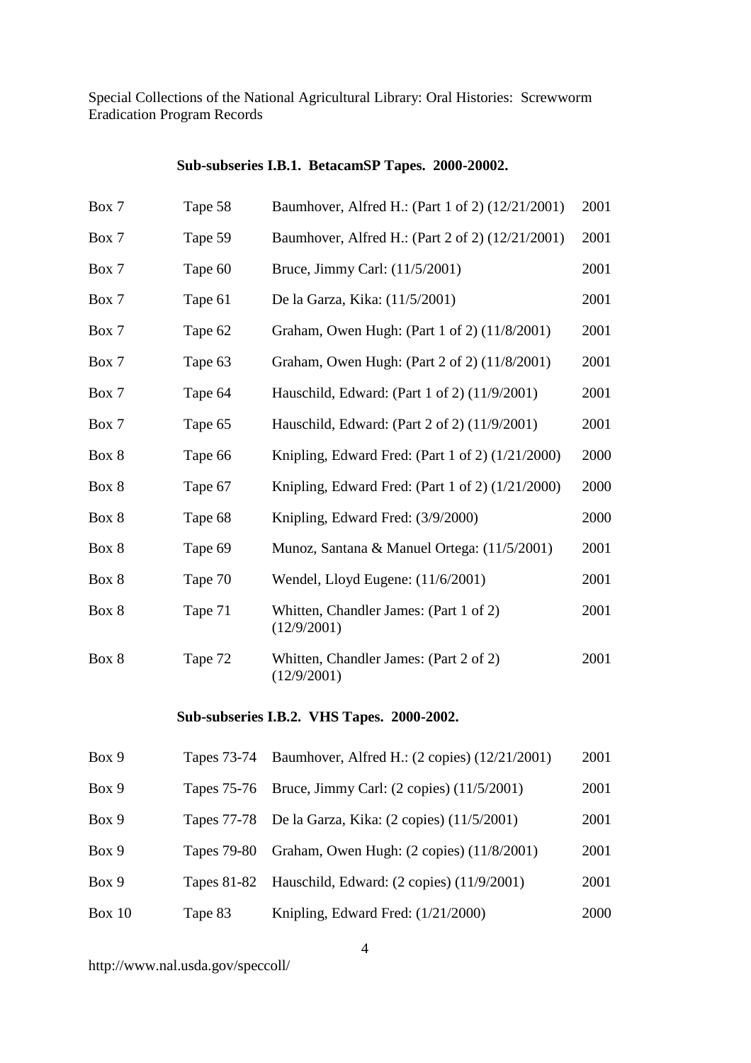Special Collections of the National Agricultural Library: Oral Histories: Screwworm Eradication Program Records

### Sub-subseries I.B.1. BetacamSP Tapes. 2000-20002.

| | | | |
|---|---|---|---|
| Box 7 | Tape 58 | Baumhover, Alfred H.: (Part 1 of 2) (12/21/2001) | 2001 |
| Box 7 | Tape 59 | Baumhover, Alfred H.: (Part 2 of 2) (12/21/2001) | 2001 |
| Box 7 | Tape 60 | Bruce, Jimmy Carl: (11/5/2001) | 2001 |
| Box 7 | Tape 61 | De la Garza, Kika: (11/5/2001) | 2001 |
| Box 7 | Tape 62 | Graham, Owen Hugh: (Part 1 of 2) (11/8/2001) | 2001 |
| Box 7 | Tape 63 | Graham, Owen Hugh: (Part 2 of 2) (11/8/2001) | 2001 |
| Box 7 | Tape 64 | Hauschild, Edward: (Part 1 of 2) (11/9/2001) | 2001 |
| Box 7 | Tape 65 | Hauschild, Edward: (Part 2 of 2) (11/9/2001) | 2001 |
| Box 8 | Tape 66 | Knipling, Edward Fred: (Part 1 of 2) (1/21/2000) | 2000 |
| Box 8 | Tape 67 | Knipling, Edward Fred: (Part 1 of 2) (1/21/2000) | 2000 |
| Box 8 | Tape 68 | Knipling, Edward Fred: (3/9/2000) | 2000 |
| Box 8 | Tape 69 | Munoz, Santana & Manuel Ortega: (11/5/2001) | 2001 |
| Box 8 | Tape 70 | Wendel, Lloyd Eugene: (11/6/2001) | 2001 |
| Box 8 | Tape 71 | Whitten, Chandler James: (Part 1 of 2) (12/9/2001) | 2001 |
| Box 8 | Tape 72 | Whitten, Chandler James: (Part 2 of 2) (12/9/2001) | 2001 |

### Sub-subseries I.B.2. VHS Tapes. 2000-2002.

| | | | |
|---|---|---|---|
| Box 9 | Tapes 73-74 | Baumhover, Alfred H.: (2 copies) (12/21/2001) | 2001 |
| Box 9 | Tapes 75-76 | Bruce, Jimmy Carl: (2 copies) (11/5/2001) | 2001 |
| Box 9 | Tapes 77-78 | De la Garza, Kika: (2 copies) (11/5/2001) | 2001 |
| Box 9 | Tapes 79-80 | Graham, Owen Hugh: (2 copies) (11/8/2001) | 2001 |
| Box 9 | Tapes 81-82 | Hauschild, Edward: (2 copies) (11/9/2001) | 2001 |
| Box 10 | Tape 83 | Knipling, Edward Fred: (1/21/2000) | 2000 |

http://www.nal.usda.gov/speccoll/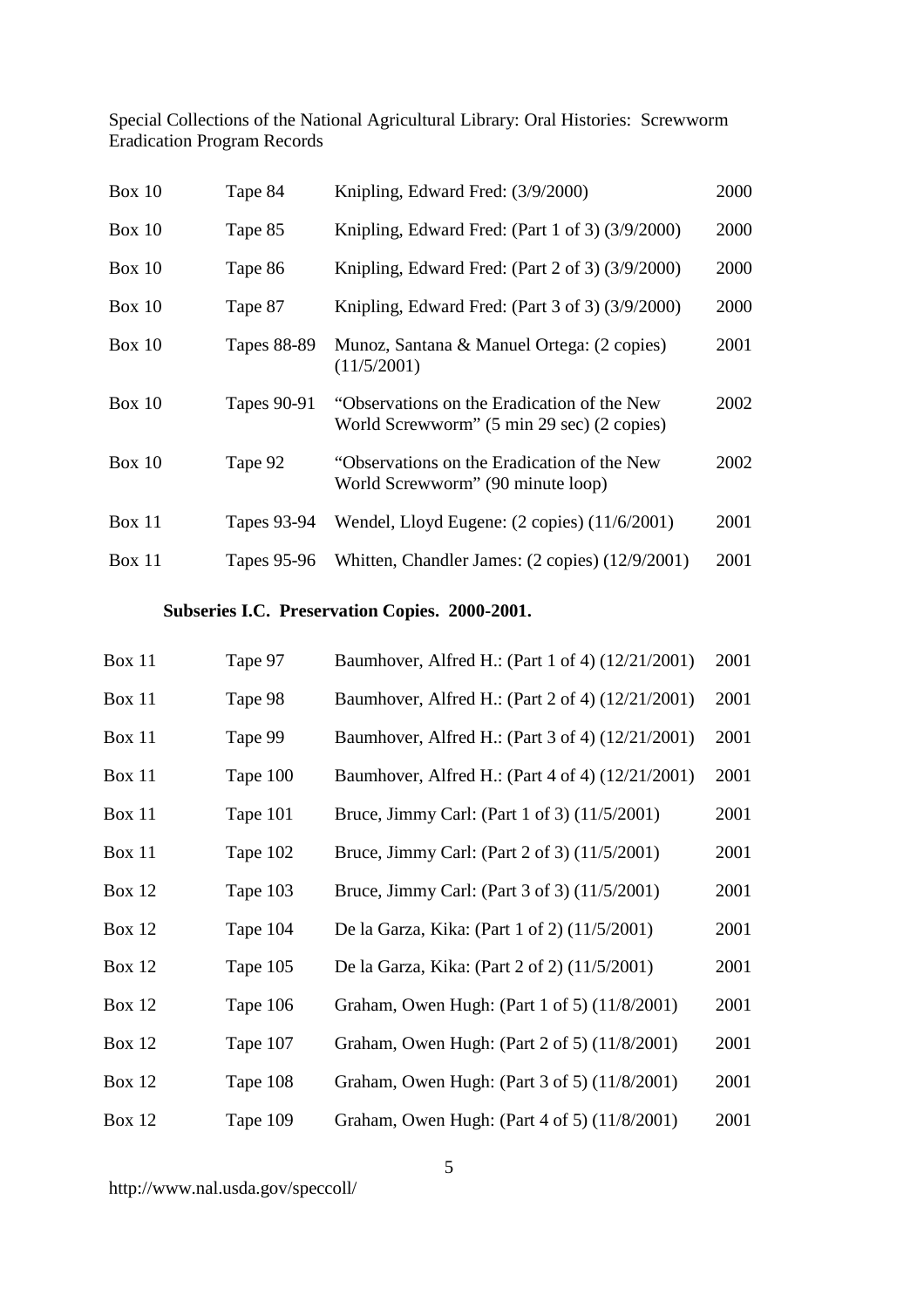| | | | |
|---|---|---|---|
| Box 10 | Tape 84 | Knipling, Edward Fred: (3/9/2000) | 2000 |
| Box 10 | Tape 85 | Knipling, Edward Fred: (Part 1 of 3) (3/9/2000) | 2000 |
| Box 10 | Tape 86 | Knipling, Edward Fred: (Part 2 of 3) (3/9/2000) | 2000 |
| Box 10 | Tape 87 | Knipling, Edward Fred: (Part 3 of 3) (3/9/2000) | 2000 |
| Box 10 | Tapes 88-89 | Munoz, Santana & Manuel Ortega: (2 copies) (11/5/2001) | 2001 |
| Box 10 | Tapes 90-91 | "Observations on the Eradication of the New World Screwworm" (5 min 29 sec) (2 copies) | 2002 |
| Box 10 | Tape 92 | "Observations on the Eradication of the New World Screwworm" (90 minute loop) | 2002 |
| Box 11 | Tapes 93-94 | Wendel, Lloyd Eugene: (2 copies) (11/6/2001) | 2001 |
| Box 11 | Tapes 95-96 | Whitten, Chandler James: (2 copies) (12/9/2001) | 2001 |

**Subseries I.C. Preservation Copies. 2000-2001.**

| | | | |
|---|---|---|---|
| Box 11 | Tape 97 | Baumhover, Alfred H.: (Part 1 of 4) (12/21/2001) | 2001 |
| Box 11 | Tape 98 | Baumhover, Alfred H.: (Part 2 of 4) (12/21/2001) | 2001 |
| Box 11 | Tape 99 | Baumhover, Alfred H.: (Part 3 of 4) (12/21/2001) | 2001 |
| Box 11 | Tape 100 | Baumhover, Alfred H.: (Part 4 of 4) (12/21/2001) | 2001 |
| Box 11 | Tape 101 | Bruce, Jimmy Carl: (Part 1 of 3) (11/5/2001) | 2001 |
| Box 11 | Tape 102 | Bruce, Jimmy Carl: (Part 2 of 3) (11/5/2001) | 2001 |
| Box 12 | Tape 103 | Bruce, Jimmy Carl: (Part 3 of 3) (11/5/2001) | 2001 |
| Box 12 | Tape 104 | De la Garza, Kika: (Part 1 of 2) (11/5/2001) | 2001 |
| Box 12 | Tape 105 | De la Garza, Kika: (Part 2 of 2) (11/5/2001) | 2001 |
| Box 12 | Tape 106 | Graham, Owen Hugh: (Part 1 of 5) (11/8/2001) | 2001 |
| Box 12 | Tape 107 | Graham, Owen Hugh: (Part 2 of 5) (11/8/2001) | 2001 |
| Box 12 | Tape 108 | Graham, Owen Hugh: (Part 3 of 5) (11/8/2001) | 2001 |
| Box 12 | Tape 109 | Graham, Owen Hugh: (Part 4 of 5) (11/8/2001) | 2001 |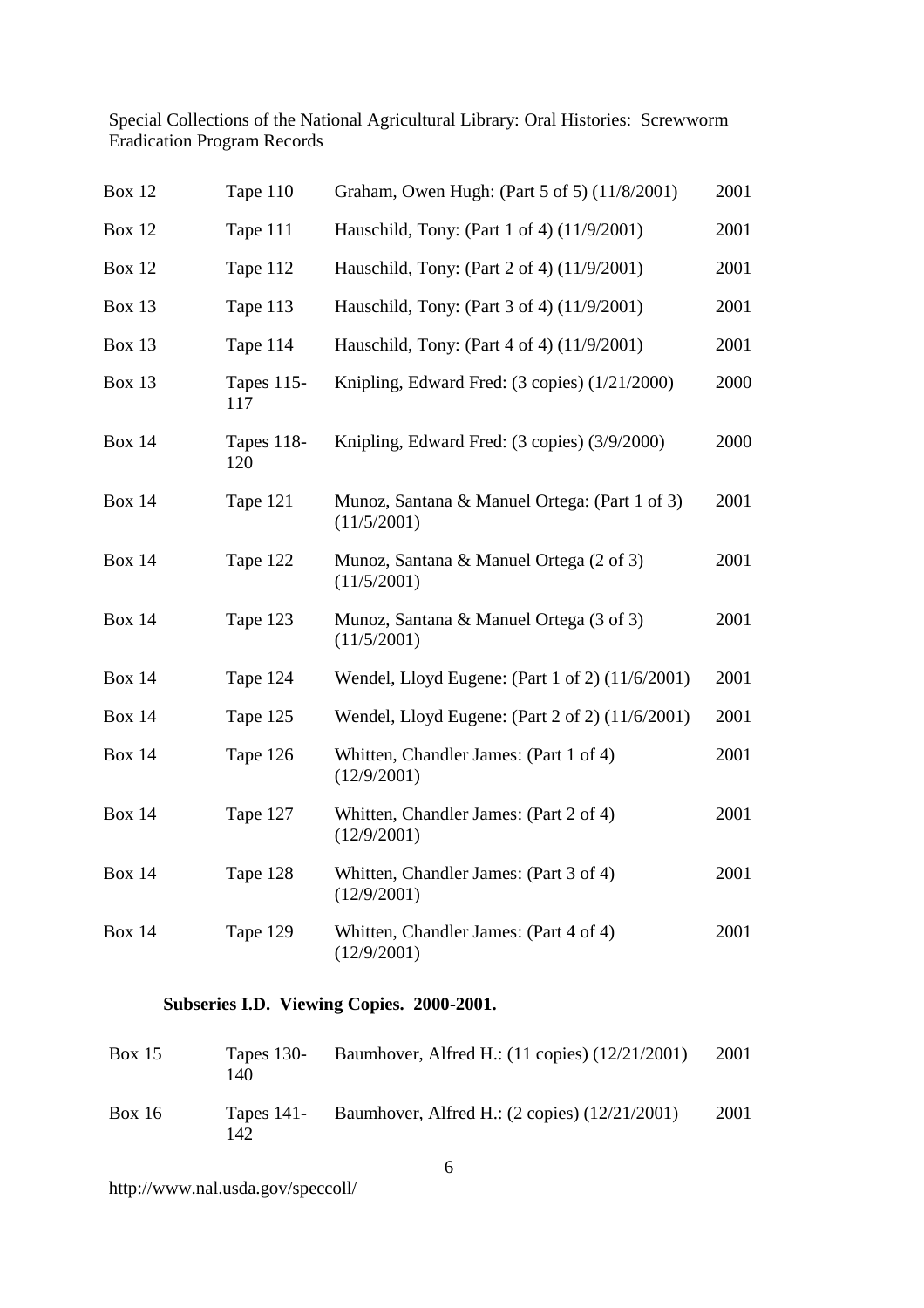| | | | |
|---|---|---|---|
| Box 12 | Tape 110 | Graham, Owen Hugh: (Part 5 of 5) (11/8/2001) | 2001 |
| Box 12 | Tape 111 | Hauschild, Tony: (Part 1 of 4) (11/9/2001) | 2001 |
| Box 12 | Tape 112 | Hauschild, Tony: (Part 2 of 4) (11/9/2001) | 2001 |
| Box 13 | Tape 113 | Hauschild, Tony: (Part 3 of 4) (11/9/2001) | 2001 |
| Box 13 | Tape 114 | Hauschild, Tony: (Part 4 of 4) (11/9/2001) | 2001 |
| Box 13 | Tapes 115-117 | Knipling, Edward Fred: (3 copies) (1/21/2000) | 2000 |
| Box 14 | Tapes 118-120 | Knipling, Edward Fred: (3 copies) (3/9/2000) | 2000 |
| Box 14 | Tape 121 | Munoz, Santana & Manuel Ortega: (Part 1 of 3) (11/5/2001) | 2001 |
| Box 14 | Tape 122 | Munoz, Santana & Manuel Ortega (2 of 3) (11/5/2001) | 2001 |
| Box 14 | Tape 123 | Munoz, Santana & Manuel Ortega (3 of 3) (11/5/2001) | 2001 |
| Box 14 | Tape 124 | Wendel, Lloyd Eugene: (Part 1 of 2) (11/6/2001) | 2001 |
| Box 14 | Tape 125 | Wendel, Lloyd Eugene: (Part 2 of 2) (11/6/2001) | 2001 |
| Box 14 | Tape 126 | Whitten, Chandler James: (Part 1 of 4) (12/9/2001) | 2001 |
| Box 14 | Tape 127 | Whitten, Chandler James: (Part 2 of 4) (12/9/2001) | 2001 |
| Box 14 | Tape 128 | Whitten, Chandler James: (Part 3 of 4) (12/9/2001) | 2001 |
| Box 14 | Tape 129 | Whitten, Chandler James: (Part 4 of 4) (12/9/2001) | 2001 |

### Subseries I.D. Viewing Copies. 2000-2001.

| | | | |
|---|---|---|---|
| Box 15 | Tapes 130-140 | Baumhover, Alfred H.: (11 copies) (12/21/2001) | 2001 |
| Box 16 | Tapes 141-142 | Baumhover, Alfred H.: (2 copies) (12/21/2001) | 2001 |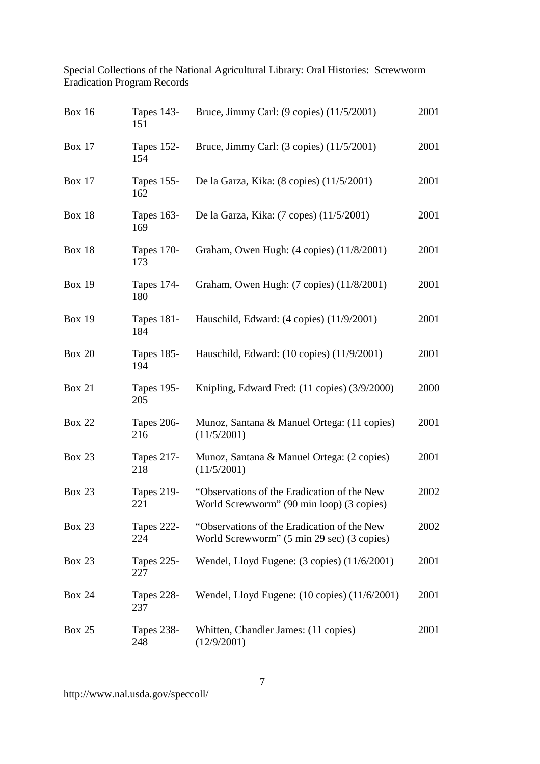Special Collections of the National Agricultural Library: Oral Histories: Screwworm Eradication Program Records

| | | | |
|---|---|---|---|
| Box 16 | Tapes 143-151 | Bruce, Jimmy Carl: (9 copies) (11/5/2001) | 2001 |
| Box 17 | Tapes 152-154 | Bruce, Jimmy Carl: (3 copies) (11/5/2001) | 2001 |
| Box 17 | Tapes 155-162 | De la Garza, Kika: (8 copies) (11/5/2001) | 2001 |
| Box 18 | Tapes 163-169 | De la Garza, Kika: (7 copes) (11/5/2001) | 2001 |
| Box 18 | Tapes 170-173 | Graham, Owen Hugh: (4 copies) (11/8/2001) | 2001 |
| Box 19 | Tapes 174-180 | Graham, Owen Hugh: (7 copies) (11/8/2001) | 2001 |
| Box 19 | Tapes 181-184 | Hauschild, Edward: (4 copies) (11/9/2001) | 2001 |
| Box 20 | Tapes 185-194 | Hauschild, Edward: (10 copies) (11/9/2001) | 2001 |
| Box 21 | Tapes 195-205 | Knipling, Edward Fred: (11 copies) (3/9/2000) | 2000 |
| Box 22 | Tapes 206-216 | Munoz, Santana & Manuel Ortega: (11 copies) (11/5/2001) | 2001 |
| Box 23 | Tapes 217-218 | Munoz, Santana & Manuel Ortega: (2 copies) (11/5/2001) | 2001 |
| Box 23 | Tapes 219-221 | "Observations of the Eradication of the New World Screwworm" (90 min loop) (3 copies) | 2002 |
| Box 23 | Tapes 222-224 | "Observations of the Eradication of the New World Screwworm" (5 min 29 sec) (3 copies) | 2002 |
| Box 23 | Tapes 225-227 | Wendel, Lloyd Eugene: (3 copies) (11/6/2001) | 2001 |
| Box 24 | Tapes 228-237 | Wendel, Lloyd Eugene: (10 copies) (11/6/2001) | 2001 |
| Box 25 | Tapes 238-248 | Whitten, Chandler James: (11 copies) (12/9/2001) | 2001 |

http://www.nal.usda.gov/speccoll/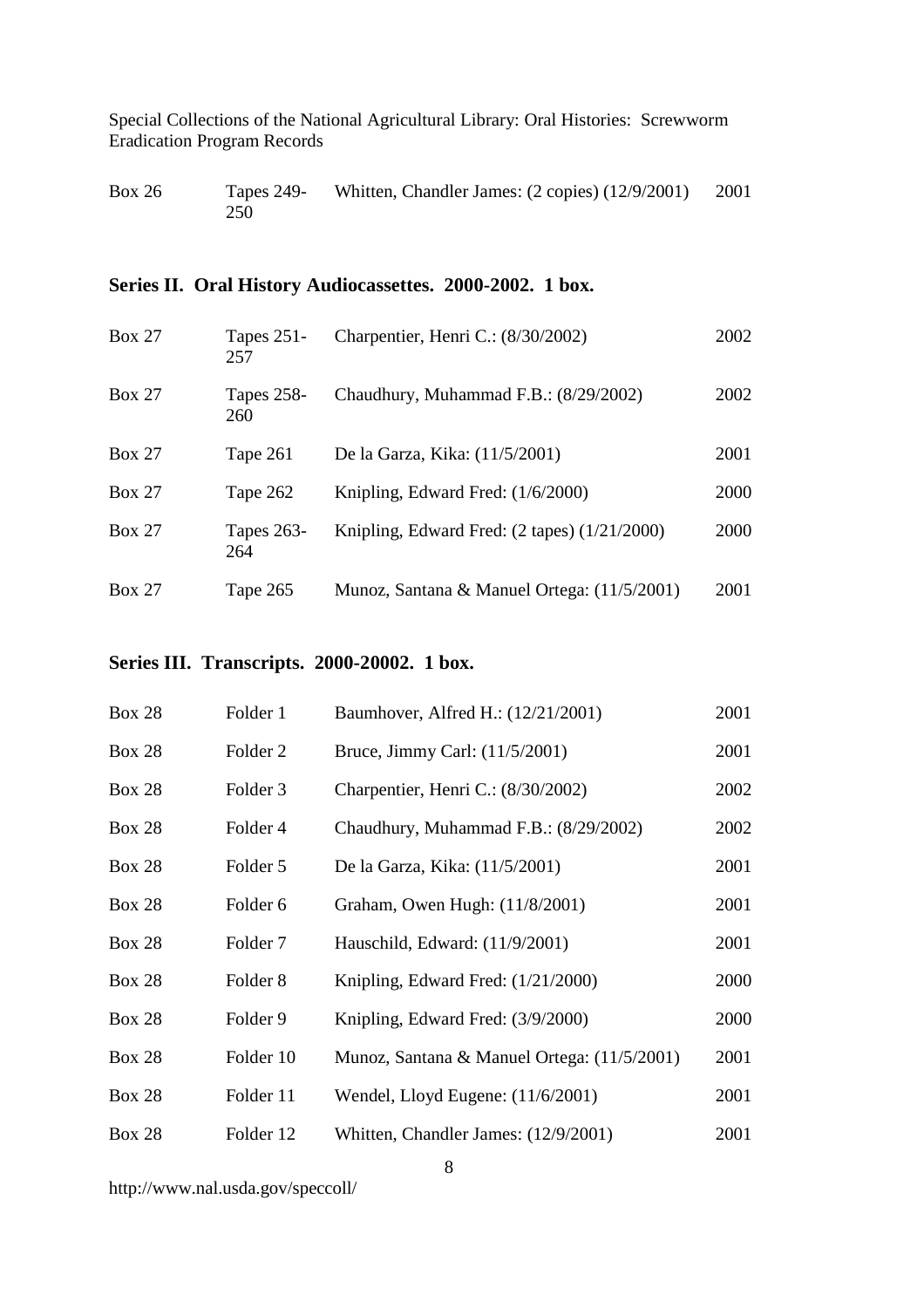| | | | |
|---|---|---|---|
| Box 26 | Tapes 249-250 | Whitten, Chandler James: (2 copies) (12/9/2001) | 2001 |

## Series II. Oral History Audiocassettes. 2000-2002. 1 box.

| | | | |
|---|---|---|---|
| Box 27 | Tapes 251-257 | Charpentier, Henri C.: (8/30/2002) | 2002 |
| Box 27 | Tapes 258-260 | Chaudhury, Muhammad F.B.: (8/29/2002) | 2002 |
| Box 27 | Tape 261 | De la Garza, Kika: (11/5/2001) | 2001 |
| Box 27 | Tape 262 | Knipling, Edward Fred: (1/6/2000) | 2000 |
| Box 27 | Tapes 263-264 | Knipling, Edward Fred: (2 tapes) (1/21/2000) | 2000 |
| Box 27 | Tape 265 | Munoz, Santana & Manuel Ortega: (11/5/2001) | 2001 |

## Series III. Transcripts. 2000-20002. 1 box.

| | | | |
|---|---|---|---|
| Box 28 | Folder 1 | Baumhover, Alfred H.: (12/21/2001) | 2001 |
| Box 28 | Folder 2 | Bruce, Jimmy Carl: (11/5/2001) | 2001 |
| Box 28 | Folder 3 | Charpentier, Henri C.: (8/30/2002) | 2002 |
| Box 28 | Folder 4 | Chaudhury, Muhammad F.B.: (8/29/2002) | 2002 |
| Box 28 | Folder 5 | De la Garza, Kika: (11/5/2001) | 2001 |
| Box 28 | Folder 6 | Graham, Owen Hugh: (11/8/2001) | 2001 |
| Box 28 | Folder 7 | Hauschild, Edward: (11/9/2001) | 2001 |
| Box 28 | Folder 8 | Knipling, Edward Fred: (1/21/2000) | 2000 |
| Box 28 | Folder 9 | Knipling, Edward Fred: (3/9/2000) | 2000 |
| Box 28 | Folder 10 | Munoz, Santana & Manuel Ortega: (11/5/2001) | 2001 |
| Box 28 | Folder 11 | Wendel, Lloyd Eugene: (11/6/2001) | 2001 |
| Box 28 | Folder 12 | Whitten, Chandler James: (12/9/2001) | 2001 |